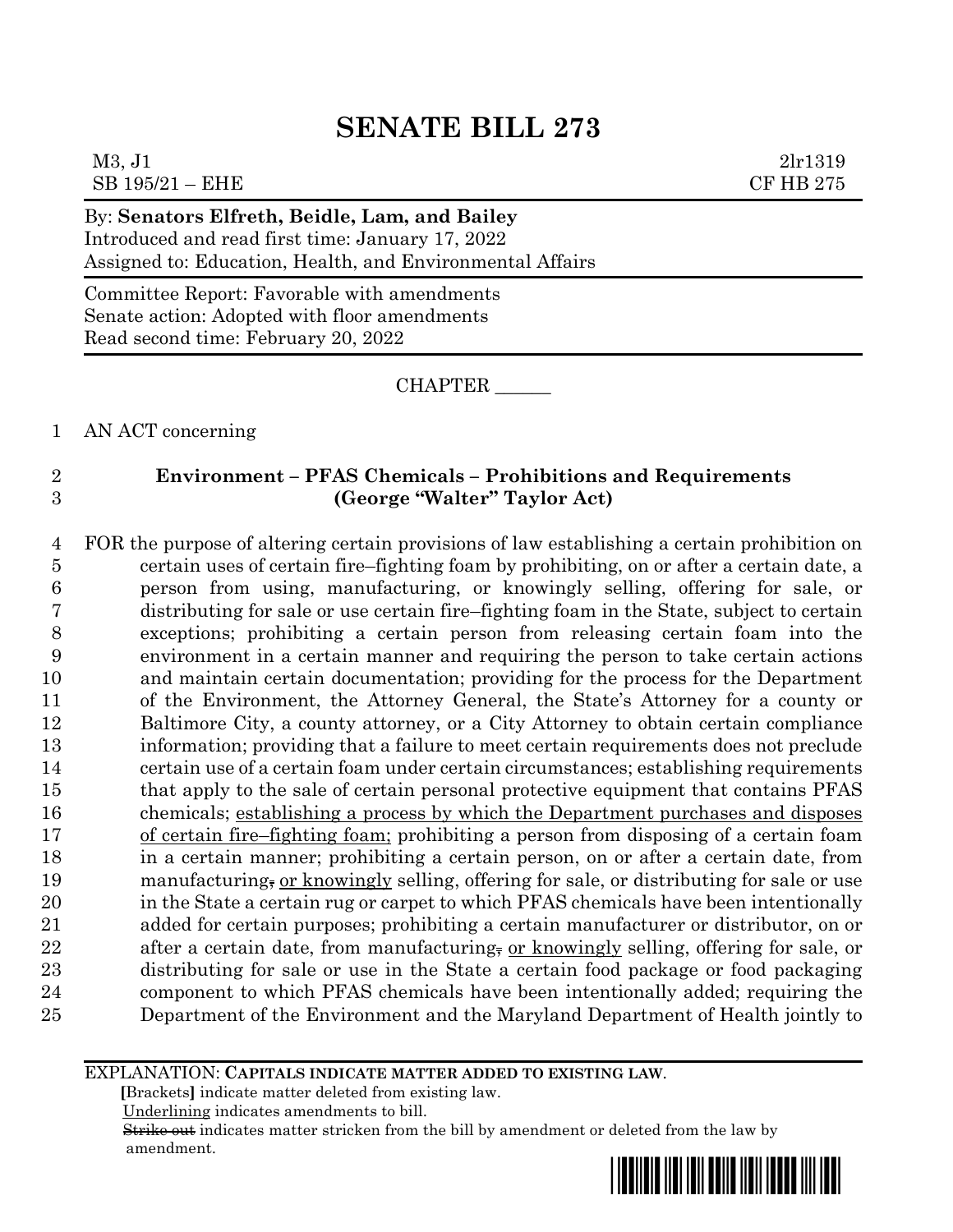# SENATE BILL 273

M3, J1 2lr1319
SB 195/21 – EHE CF HB 275

By: **Senators Elfreth, Beidle, Lam, and Bailey**
Introduced and read first time: January 17, 2022
Assigned to: Education, Health, and Environmental Affairs

Committee Report: Favorable with amendments
Senate action: Adopted with floor amendments
Read second time: February 20, 2022

CHAPTER ______

AN ACT concerning

**Environment – PFAS Chemicals – Prohibitions and Requirements (George "Walter" Taylor Act)**

FOR the purpose of altering certain provisions of law establishing a certain prohibition on certain uses of certain fire–fighting foam by prohibiting, on or after a certain date, a person from using, manufacturing, or knowingly selling, offering for sale, or distributing for sale or use certain fire–fighting foam in the State, subject to certain exceptions; prohibiting a certain person from releasing certain foam into the environment in a certain manner and requiring the person to take certain actions and maintain certain documentation; providing for the process for the Department of the Environment, the Attorney General, the State's Attorney for a county or Baltimore City, a county attorney, or a City Attorney to obtain certain compliance information; providing that a failure to meet certain requirements does not preclude certain use of a certain foam under certain circumstances; establishing requirements that apply to the sale of certain personal protective equipment that contains PFAS chemicals; establishing a process by which the Department purchases and disposes of certain fire–fighting foam; prohibiting a person from disposing of a certain foam in a certain manner; prohibiting a certain person, on or after a certain date, from manufacturing~~,~~ or knowingly selling, offering for sale, or distributing for sale or use in the State a certain rug or carpet to which PFAS chemicals have been intentionally added for certain purposes; prohibiting a certain manufacturer or distributor, on or after a certain date, from manufacturing~~,~~ or knowingly selling, offering for sale, or distributing for sale or use in the State a certain food package or food packaging component to which PFAS chemicals have been intentionally added; requiring the Department of the Environment and the Maryland Department of Health jointly to

EXPLANATION: **CAPITALS INDICATE MATTER ADDED TO EXISTING LAW.**
**[**Brackets**]** indicate matter deleted from existing law.
Underlining indicates amendments to bill.
~~Strike out~~ indicates matter stricken from the bill by amendment or deleted from the law by amendment.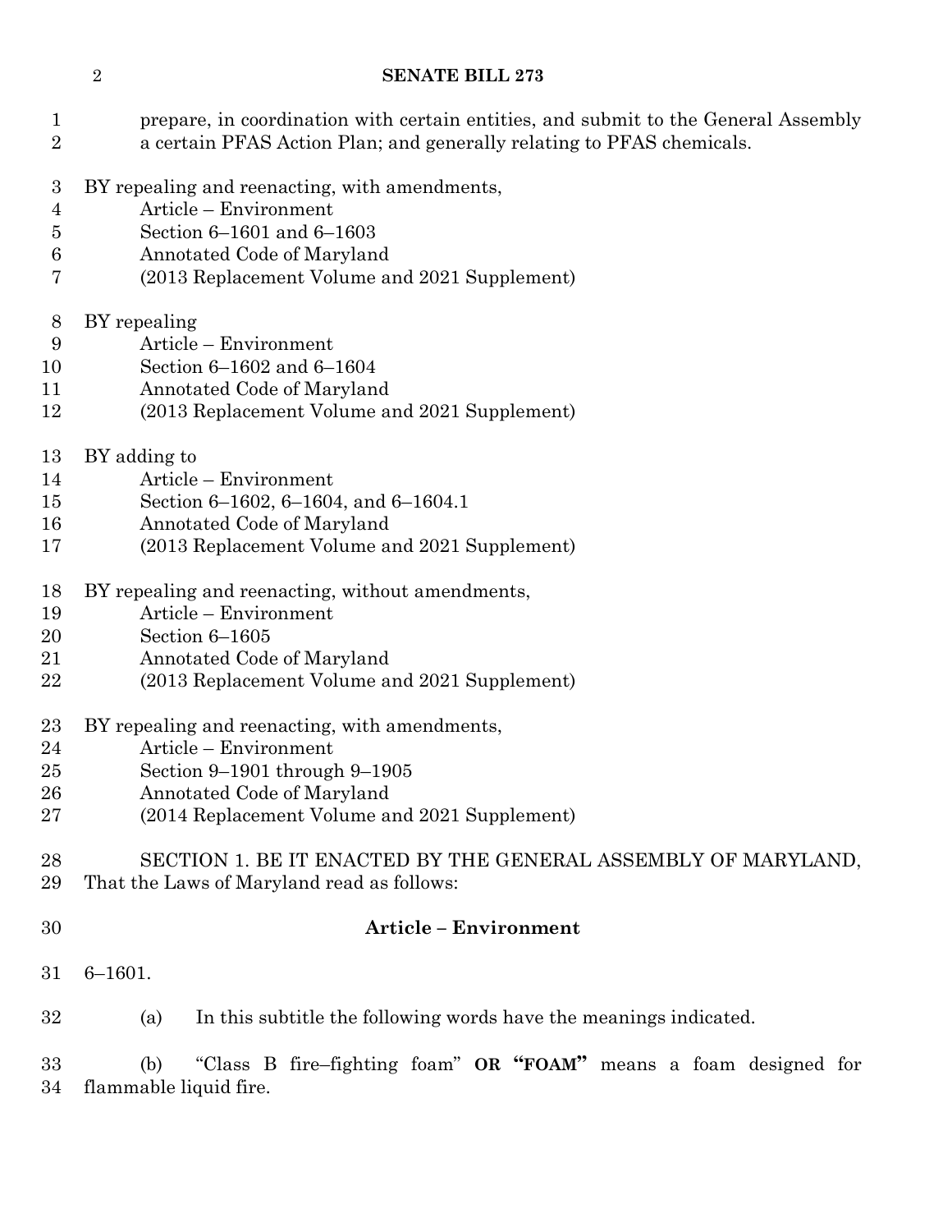prepare, in coordination with certain entities, and submit to the General Assembly a certain PFAS Action Plan; and generally relating to PFAS chemicals.

BY repealing and reenacting, with amendments,
Article – Environment
Section 6–1601 and 6–1603
Annotated Code of Maryland
(2013 Replacement Volume and 2021 Supplement)

BY repealing
Article – Environment
Section 6–1602 and 6–1604
Annotated Code of Maryland
(2013 Replacement Volume and 2021 Supplement)

BY adding to
Article – Environment
Section 6–1602, 6–1604, and 6–1604.1
Annotated Code of Maryland
(2013 Replacement Volume and 2021 Supplement)

BY repealing and reenacting, without amendments,
Article – Environment
Section 6–1605
Annotated Code of Maryland
(2013 Replacement Volume and 2021 Supplement)

BY repealing and reenacting, with amendments,
Article – Environment
Section 9–1901 through 9–1905
Annotated Code of Maryland
(2014 Replacement Volume and 2021 Supplement)

SECTION 1. BE IT ENACTED BY THE GENERAL ASSEMBLY OF MARYLAND, That the Laws of Maryland read as follows:

**Article – Environment**

6–1601.

(a) In this subtitle the following words have the meanings indicated.

(b) "Class B fire–fighting foam" **OR "FOAM"** means a foam designed for flammable liquid fire.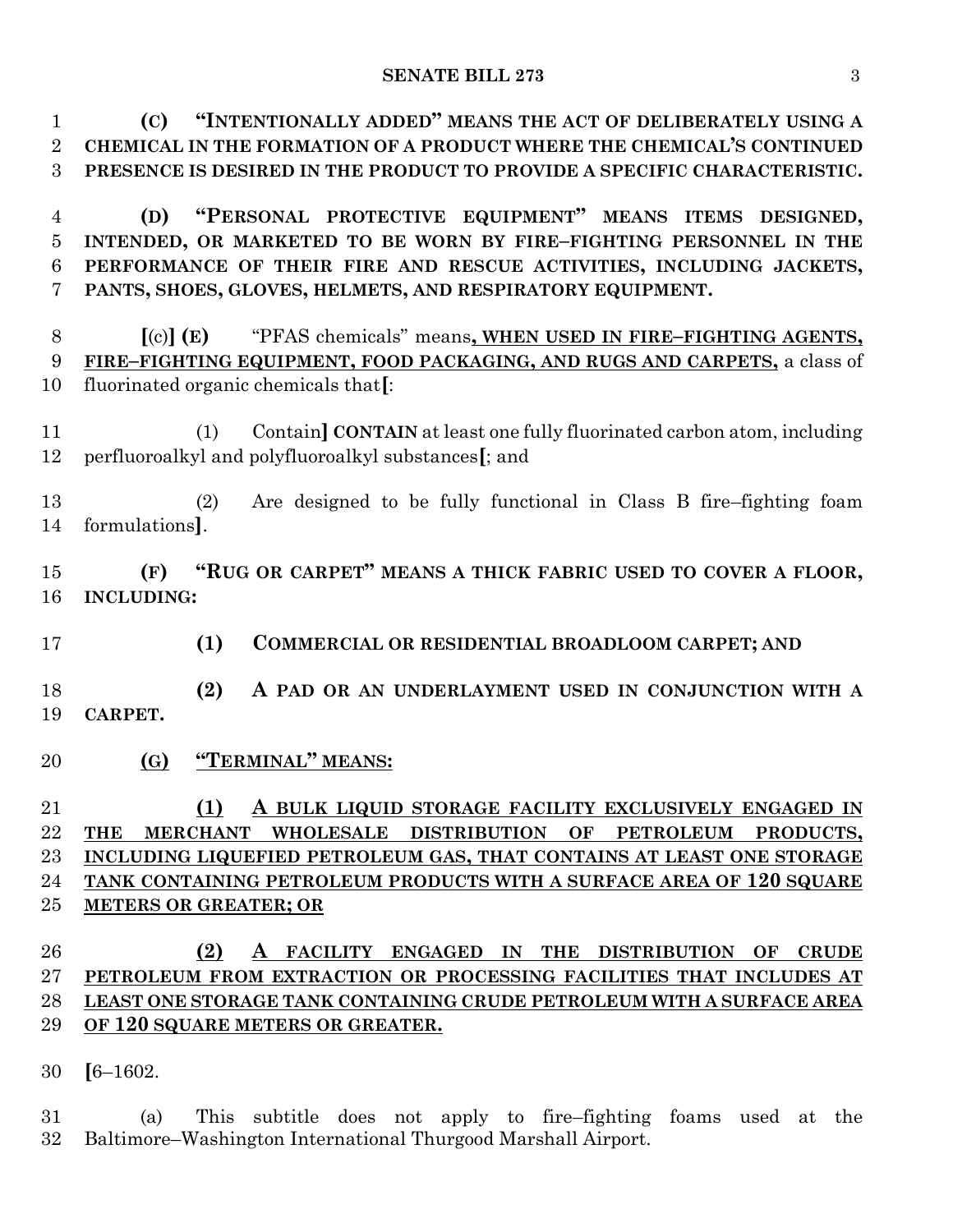**(C) "INTENTIONALLY ADDED" MEANS THE ACT OF DELIBERATELY USING A CHEMICAL IN THE FORMATION OF A PRODUCT WHERE THE CHEMICAL'S CONTINUED PRESENCE IS DESIRED IN THE PRODUCT TO PROVIDE A SPECIFIC CHARACTERISTIC.**

**(D) "PERSONAL PROTECTIVE EQUIPMENT" MEANS ITEMS DESIGNED, INTENDED, OR MARKETED TO BE WORN BY FIRE–FIGHTING PERSONNEL IN THE PERFORMANCE OF THEIR FIRE AND RESCUE ACTIVITIES, INCLUDING JACKETS, PANTS, SHOES, GLOVES, HELMETS, AND RESPIRATORY EQUIPMENT.**

**[**(c)**] (E)** "PFAS chemicals" means**, WHEN USED IN FIRE–FIGHTING AGENTS, FIRE–FIGHTING EQUIPMENT, FOOD PACKAGING, AND RUGS AND CARPETS,** a class of fluorinated organic chemicals that**[**:

(1) Contain**] CONTAIN** at least one fully fluorinated carbon atom, including perfluoroalkyl and polyfluoroalkyl substances**[**; and

(2) Are designed to be fully functional in Class B fire–fighting foam formulations**]**.

**(F) "RUG OR CARPET" MEANS A THICK FABRIC USED TO COVER A FLOOR, INCLUDING:**

**(1) COMMERCIAL OR RESIDENTIAL BROADLOOM CARPET; AND**

**(2) A PAD OR AN UNDERLAYMENT USED IN CONJUNCTION WITH A CARPET.**

**(G) "TERMINAL" MEANS:**

**(1) A BULK LIQUID STORAGE FACILITY EXCLUSIVELY ENGAGED IN THE MERCHANT WHOLESALE DISTRIBUTION OF PETROLEUM PRODUCTS, INCLUDING LIQUEFIED PETROLEUM GAS, THAT CONTAINS AT LEAST ONE STORAGE TANK CONTAINING PETROLEUM PRODUCTS WITH A SURFACE AREA OF 120 SQUARE METERS OR GREATER; OR**

**(2) A FACILITY ENGAGED IN THE DISTRIBUTION OF CRUDE PETROLEUM FROM EXTRACTION OR PROCESSING FACILITIES THAT INCLUDES AT LEAST ONE STORAGE TANK CONTAINING CRUDE PETROLEUM WITH A SURFACE AREA OF 120 SQUARE METERS OR GREATER.**

**[**6–1602.

(a) This subtitle does not apply to fire–fighting foams used at the Baltimore–Washington International Thurgood Marshall Airport.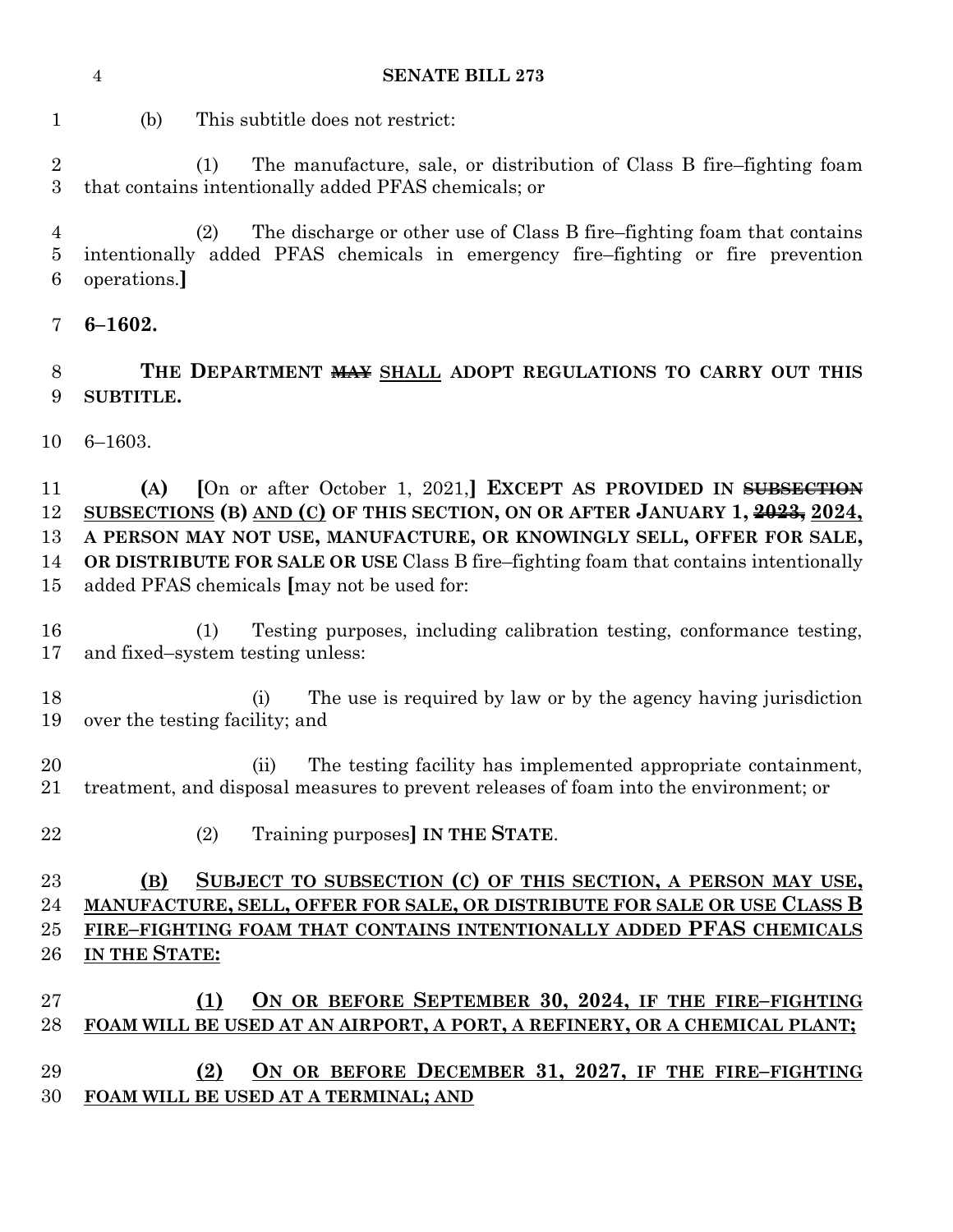(b) This subtitle does not restrict:

(1) The manufacture, sale, or distribution of Class B fire–fighting foam that contains intentionally added PFAS chemicals; or

(2) The discharge or other use of Class B fire–fighting foam that contains intentionally added PFAS chemicals in emergency fire–fighting or fire prevention operations.]

**6–1602.**

**THE DEPARTMENT ~~MAY~~ SHALL ADOPT REGULATIONS TO CARRY OUT THIS SUBTITLE.**

6–1603.

**(A)** [On or after October 1, 2021,] **EXCEPT AS PROVIDED IN ~~SUBSECTION~~ SUBSECTIONS (B) AND (C) OF THIS SECTION, ON OR AFTER JANUARY 1, ~~2023,~~ 2024, A PERSON MAY NOT USE, MANUFACTURE, OR KNOWINGLY SELL, OFFER FOR SALE, OR DISTRIBUTE FOR SALE OR USE** Class B fire–fighting foam that contains intentionally added PFAS chemicals [may not be used for:

(1) Testing purposes, including calibration testing, conformance testing, and fixed–system testing unless:

(i) The use is required by law or by the agency having jurisdiction over the testing facility; and

(ii) The testing facility has implemented appropriate containment, treatment, and disposal measures to prevent releases of foam into the environment; or

(2) Training purposes] **IN THE STATE**.

**(B) SUBJECT TO SUBSECTION (C) OF THIS SECTION, A PERSON MAY USE, MANUFACTURE, SELL, OFFER FOR SALE, OR DISTRIBUTE FOR SALE OR USE CLASS B FIRE–FIGHTING FOAM THAT CONTAINS INTENTIONALLY ADDED PFAS CHEMICALS IN THE STATE:**

**(1) ON OR BEFORE SEPTEMBER 30, 2024, IF THE FIRE–FIGHTING FOAM WILL BE USED AT AN AIRPORT, A PORT, A REFINERY, OR A CHEMICAL PLANT;**

**(2) ON OR BEFORE DECEMBER 31, 2027, IF THE FIRE–FIGHTING FOAM WILL BE USED AT A TERMINAL; AND**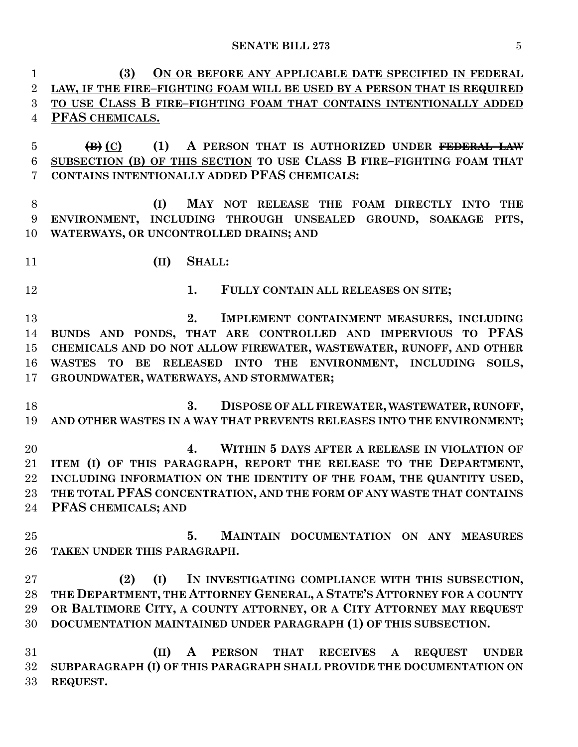**(3) ON OR BEFORE ANY APPLICABLE DATE SPECIFIED IN FEDERAL LAW, IF THE FIRE–FIGHTING FOAM WILL BE USED BY A PERSON THAT IS REQUIRED TO USE CLASS B FIRE–FIGHTING FOAM THAT CONTAINS INTENTIONALLY ADDED PFAS CHEMICALS.**

~~**(B)**~~ **(C) (1) A PERSON THAT IS AUTHORIZED UNDER** ~~**FEDERAL LAW**~~ **SUBSECTION (B) OF THIS SECTION TO USE CLASS B FIRE–FIGHTING FOAM THAT CONTAINS INTENTIONALLY ADDED PFAS CHEMICALS:**

**(I) MAY NOT RELEASE THE FOAM DIRECTLY INTO THE ENVIRONMENT, INCLUDING THROUGH UNSEALED GROUND, SOAKAGE PITS, WATERWAYS, OR UNCONTROLLED DRAINS; AND**

**(II) SHALL:**

**1. FULLY CONTAIN ALL RELEASES ON SITE;**

**2. IMPLEMENT CONTAINMENT MEASURES, INCLUDING BUNDS AND PONDS, THAT ARE CONTROLLED AND IMPERVIOUS TO PFAS CHEMICALS AND DO NOT ALLOW FIREWATER, WASTEWATER, RUNOFF, AND OTHER WASTES TO BE RELEASED INTO THE ENVIRONMENT, INCLUDING SOILS, GROUNDWATER, WATERWAYS, AND STORMWATER;**

**3. DISPOSE OF ALL FIREWATER, WASTEWATER, RUNOFF, AND OTHER WASTES IN A WAY THAT PREVENTS RELEASES INTO THE ENVIRONMENT;**

**4. WITHIN 5 DAYS AFTER A RELEASE IN VIOLATION OF ITEM (I) OF THIS PARAGRAPH, REPORT THE RELEASE TO THE DEPARTMENT, INCLUDING INFORMATION ON THE IDENTITY OF THE FOAM, THE QUANTITY USED, THE TOTAL PFAS CONCENTRATION, AND THE FORM OF ANY WASTE THAT CONTAINS PFAS CHEMICALS; AND**

**5. MAINTAIN DOCUMENTATION ON ANY MEASURES TAKEN UNDER THIS PARAGRAPH.**

**(2) (I) IN INVESTIGATING COMPLIANCE WITH THIS SUBSECTION, THE DEPARTMENT, THE ATTORNEY GENERAL, A STATE'S ATTORNEY FOR A COUNTY OR BALTIMORE CITY, A COUNTY ATTORNEY, OR A CITY ATTORNEY MAY REQUEST DOCUMENTATION MAINTAINED UNDER PARAGRAPH (1) OF THIS SUBSECTION.**

**(II) A PERSON THAT RECEIVES A REQUEST UNDER SUBPARAGRAPH (I) OF THIS PARAGRAPH SHALL PROVIDE THE DOCUMENTATION ON REQUEST.**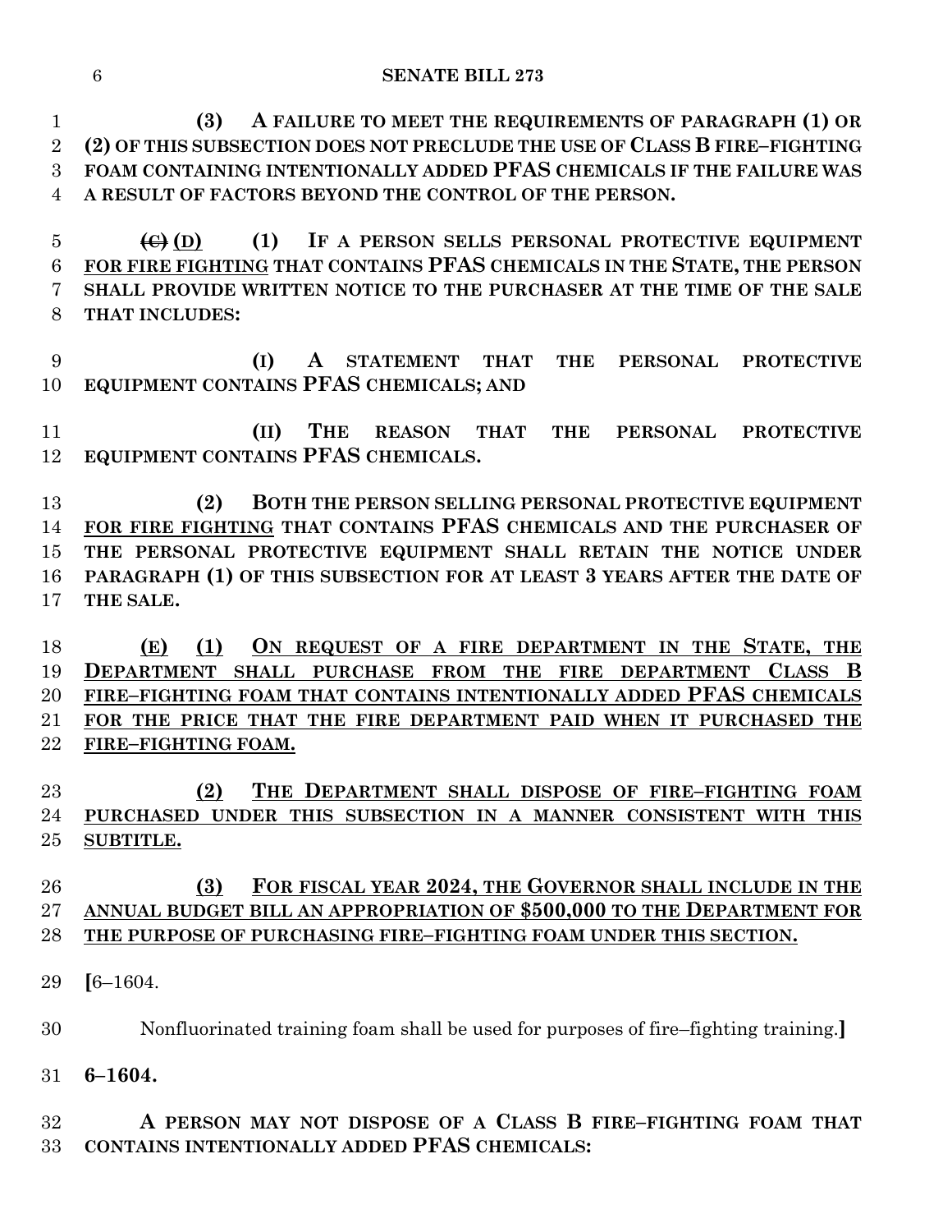**(3) A FAILURE TO MEET THE REQUIREMENTS OF PARAGRAPH (1) OR (2) OF THIS SUBSECTION DOES NOT PRECLUDE THE USE OF CLASS B FIRE–FIGHTING FOAM CONTAINING INTENTIONALLY ADDED PFAS CHEMICALS IF THE FAILURE WAS A RESULT OF FACTORS BEYOND THE CONTROL OF THE PERSON.**

~~**(C)**~~ **(D)** **(1) IF A PERSON SELLS PERSONAL PROTECTIVE EQUIPMENT** FOR FIRE FIGHTING **THAT CONTAINS PFAS CHEMICALS IN THE STATE, THE PERSON SHALL PROVIDE WRITTEN NOTICE TO THE PURCHASER AT THE TIME OF THE SALE THAT INCLUDES:**

**(I) A STATEMENT THAT THE PERSONAL PROTECTIVE EQUIPMENT CONTAINS PFAS CHEMICALS; AND**

**(II) THE REASON THAT THE PERSONAL PROTECTIVE EQUIPMENT CONTAINS PFAS CHEMICALS.**

**(2) BOTH THE PERSON SELLING PERSONAL PROTECTIVE EQUIPMENT** FOR FIRE FIGHTING **THAT CONTAINS PFAS CHEMICALS AND THE PURCHASER OF THE PERSONAL PROTECTIVE EQUIPMENT SHALL RETAIN THE NOTICE UNDER PARAGRAPH (1) OF THIS SUBSECTION FOR AT LEAST 3 YEARS AFTER THE DATE OF THE SALE.**

**(E) (1) ON REQUEST OF A FIRE DEPARTMENT IN THE STATE, THE DEPARTMENT SHALL PURCHASE FROM THE FIRE DEPARTMENT CLASS B FIRE–FIGHTING FOAM THAT CONTAINS INTENTIONALLY ADDED PFAS CHEMICALS FOR THE PRICE THAT THE FIRE DEPARTMENT PAID WHEN IT PURCHASED THE FIRE–FIGHTING FOAM.**

**(2) THE DEPARTMENT SHALL DISPOSE OF FIRE–FIGHTING FOAM PURCHASED UNDER THIS SUBSECTION IN A MANNER CONSISTENT WITH THIS SUBTITLE.**

**(3) FOR FISCAL YEAR 2024, THE GOVERNOR SHALL INCLUDE IN THE ANNUAL BUDGET BILL AN APPROPRIATION OF $500,000 TO THE DEPARTMENT FOR THE PURPOSE OF PURCHASING FIRE–FIGHTING FOAM UNDER THIS SECTION.**

**[**6–1604.

Nonfluorinated training foam shall be used for purposes of fire–fighting training.**]**

**6–1604.**

**A PERSON MAY NOT DISPOSE OF A CLASS B FIRE–FIGHTING FOAM THAT CONTAINS INTENTIONALLY ADDED PFAS CHEMICALS:**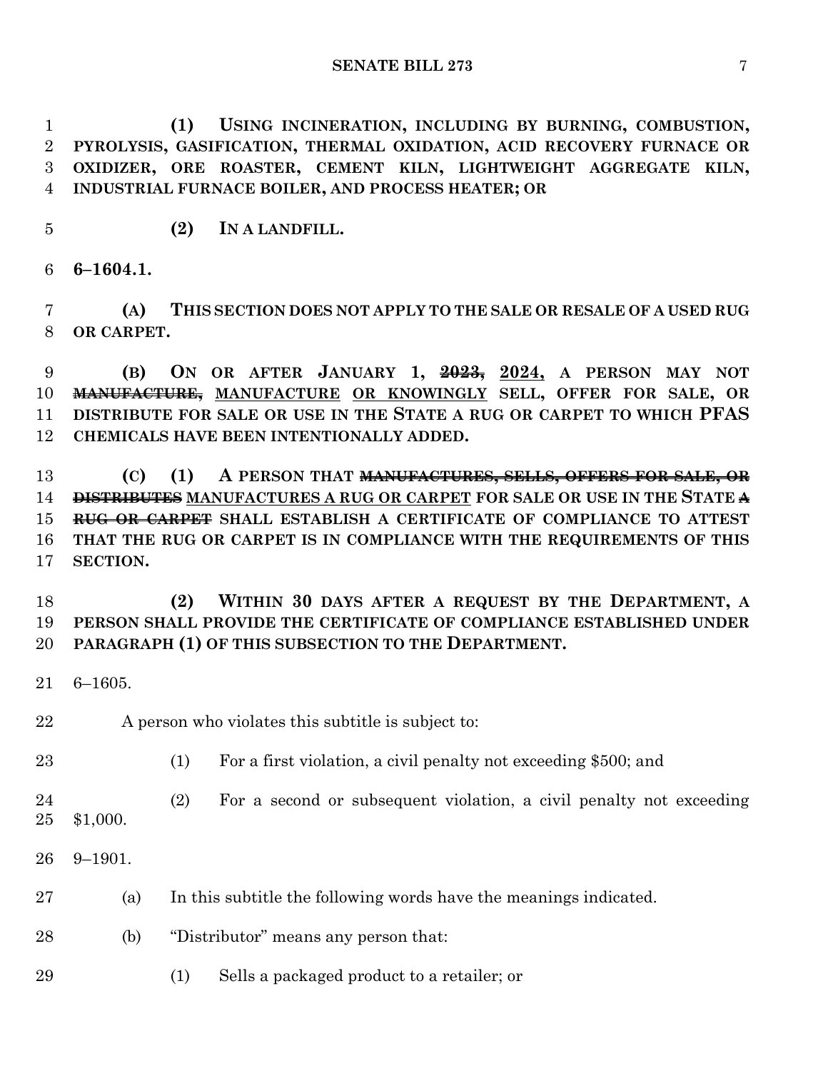**(1) USING INCINERATION, INCLUDING BY BURNING, COMBUSTION, PYROLYSIS, GASIFICATION, THERMAL OXIDATION, ACID RECOVERY FURNACE OR OXIDIZER, ORE ROASTER, CEMENT KILN, LIGHTWEIGHT AGGREGATE KILN, INDUSTRIAL FURNACE BOILER, AND PROCESS HEATER; OR**

**(2) IN A LANDFILL.**

**6–1604.1.**

**(A) THIS SECTION DOES NOT APPLY TO THE SALE OR RESALE OF A USED RUG OR CARPET.**

**(B) ON OR AFTER JANUARY 1, ~~2023,~~ 2024, A PERSON MAY NOT ~~MANUFACTURE,~~ MANUFACTURE OR KNOWINGLY SELL, OFFER FOR SALE, OR DISTRIBUTE FOR SALE OR USE IN THE STATE A RUG OR CARPET TO WHICH PFAS CHEMICALS HAVE BEEN INTENTIONALLY ADDED.**

**(C) (1) A PERSON THAT ~~MANUFACTURES, SELLS, OFFERS FOR SALE, OR DISTRIBUTES~~ MANUFACTURES A RUG OR CARPET FOR SALE OR USE IN THE STATE ~~A RUG OR CARPET~~ SHALL ESTABLISH A CERTIFICATE OF COMPLIANCE TO ATTEST THAT THE RUG OR CARPET IS IN COMPLIANCE WITH THE REQUIREMENTS OF THIS SECTION.**

**(2) WITHIN 30 DAYS AFTER A REQUEST BY THE DEPARTMENT, A PERSON SHALL PROVIDE THE CERTIFICATE OF COMPLIANCE ESTABLISHED UNDER PARAGRAPH (1) OF THIS SUBSECTION TO THE DEPARTMENT.**

6–1605.

A person who violates this subtitle is subject to:

(1) For a first violation, a civil penalty not exceeding $500; and

(2) For a second or subsequent violation, a civil penalty not exceeding $1,000.

9–1901.

(a) In this subtitle the following words have the meanings indicated.

(b) "Distributor" means any person that:

(1) Sells a packaged product to a retailer; or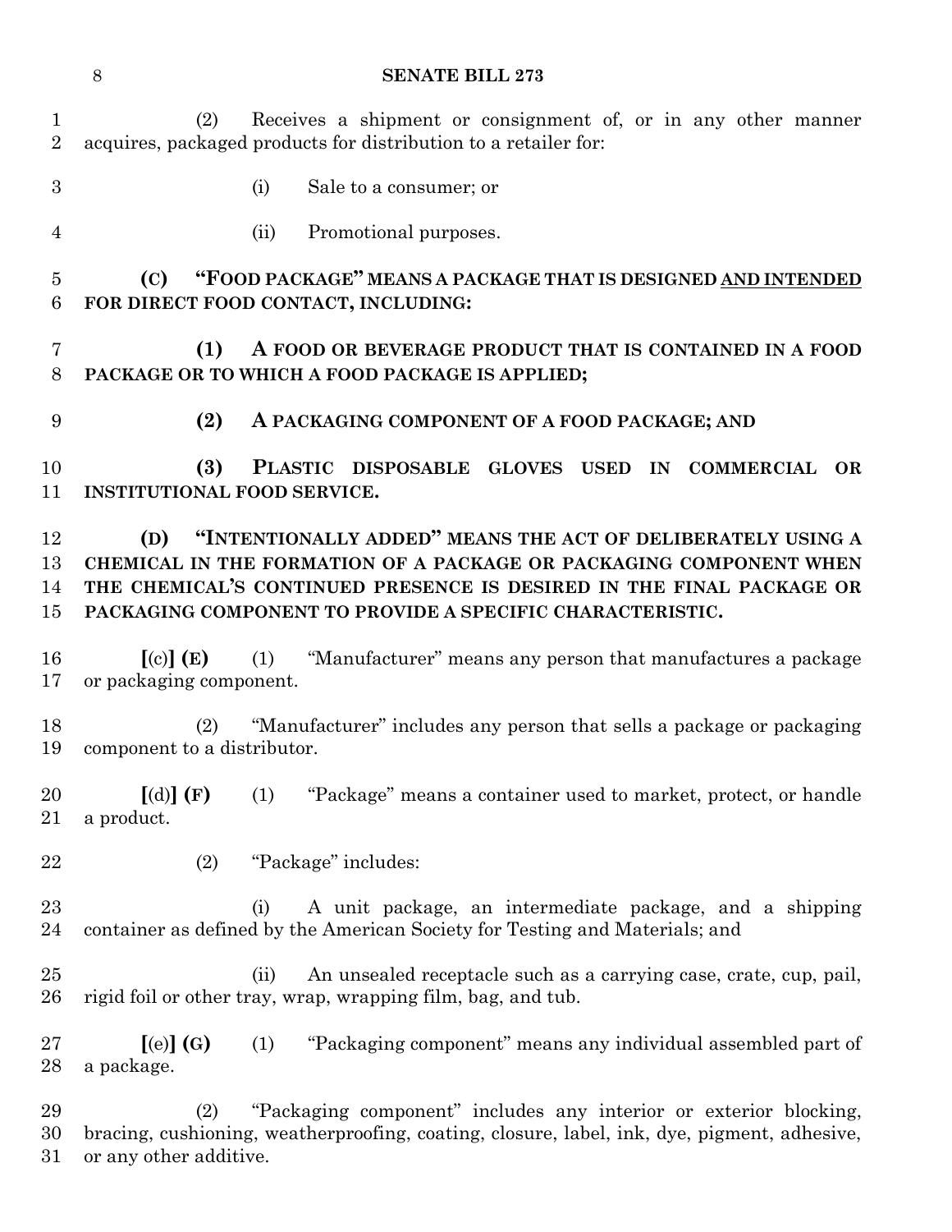(2) Receives a shipment or consignment of, or in any other manner acquires, packaged products for distribution to a retailer for:

(i) Sale to a consumer; or

(ii) Promotional purposes.

**(C) "FOOD PACKAGE" MEANS A PACKAGE THAT IS DESIGNED AND INTENDED FOR DIRECT FOOD CONTACT, INCLUDING:**

**(1) A FOOD OR BEVERAGE PRODUCT THAT IS CONTAINED IN A FOOD PACKAGE OR TO WHICH A FOOD PACKAGE IS APPLIED;**

**(2) A PACKAGING COMPONENT OF A FOOD PACKAGE; AND**

**(3) PLASTIC DISPOSABLE GLOVES USED IN COMMERCIAL OR INSTITUTIONAL FOOD SERVICE.**

**(D) "INTENTIONALLY ADDED" MEANS THE ACT OF DELIBERATELY USING A CHEMICAL IN THE FORMATION OF A PACKAGE OR PACKAGING COMPONENT WHEN THE CHEMICAL'S CONTINUED PRESENCE IS DESIRED IN THE FINAL PACKAGE OR PACKAGING COMPONENT TO PROVIDE A SPECIFIC CHARACTERISTIC.**

[(c)] **(E)** (1) "Manufacturer" means any person that manufactures a package or packaging component.

(2) "Manufacturer" includes any person that sells a package or packaging component to a distributor.

[(d)] **(F)** (1) "Package" means a container used to market, protect, or handle a product.

(2) "Package" includes:

(i) A unit package, an intermediate package, and a shipping container as defined by the American Society for Testing and Materials; and

(ii) An unsealed receptacle such as a carrying case, crate, cup, pail, rigid foil or other tray, wrap, wrapping film, bag, and tub.

[(e)] **(G)** (1) "Packaging component" means any individual assembled part of a package.

(2) "Packaging component" includes any interior or exterior blocking, bracing, cushioning, weatherproofing, coating, closure, label, ink, dye, pigment, adhesive, or any other additive.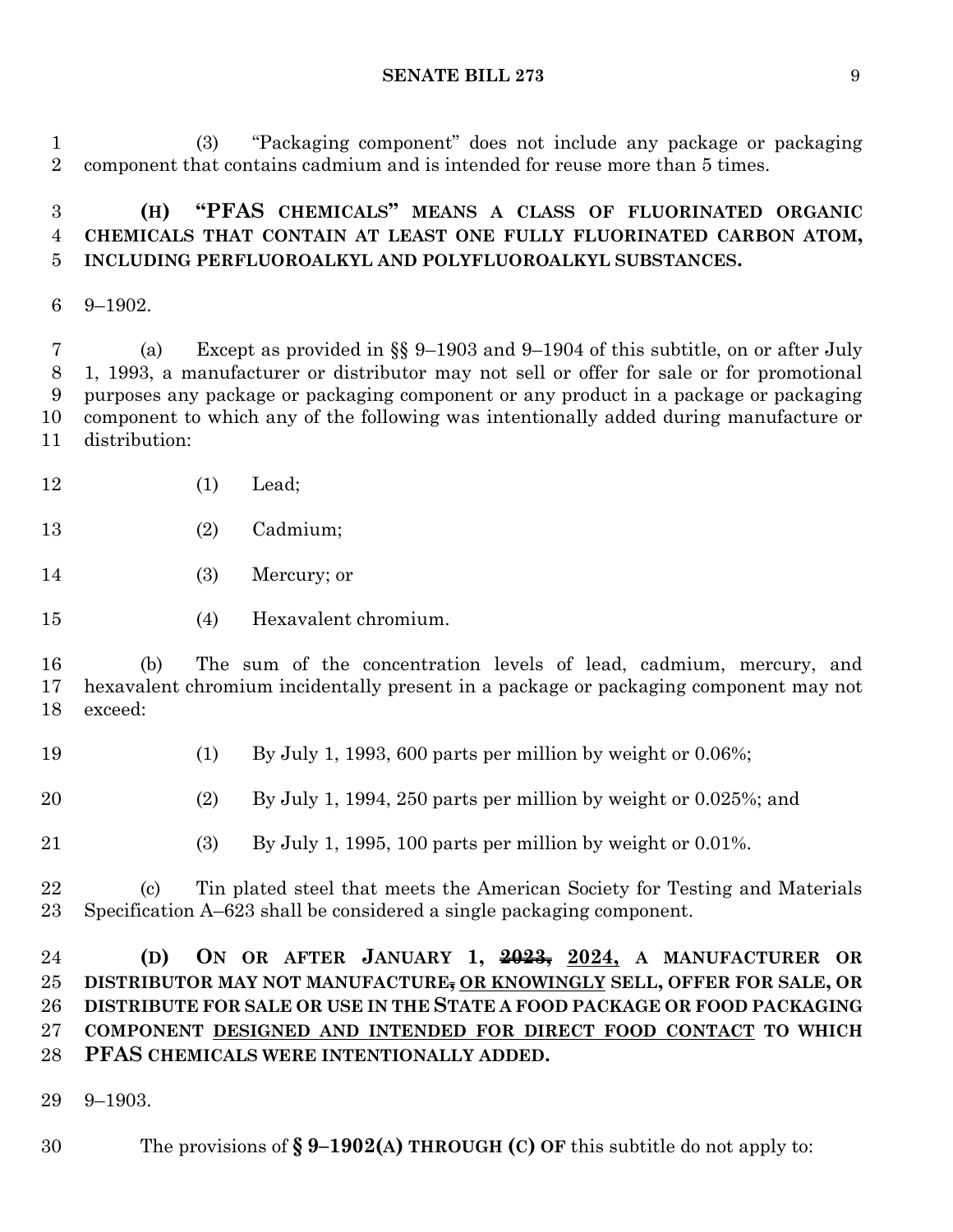(3) "Packaging component" does not include any package or packaging component that contains cadmium and is intended for reuse more than 5 times.

**(H) "PFAS CHEMICALS" MEANS A CLASS OF FLUORINATED ORGANIC CHEMICALS THAT CONTAIN AT LEAST ONE FULLY FLUORINATED CARBON ATOM, INCLUDING PERFLUOROALKYL AND POLYFLUOROALKYL SUBSTANCES.**

9–1902.

(a) Except as provided in §§ 9–1903 and 9–1904 of this subtitle, on or after July 1, 1993, a manufacturer or distributor may not sell or offer for sale or for promotional purposes any package or packaging component or any product in a package or packaging component to which any of the following was intentionally added during manufacture or distribution:

(1) Lead;

(2) Cadmium;

(3) Mercury; or

(4) Hexavalent chromium.

(b) The sum of the concentration levels of lead, cadmium, mercury, and hexavalent chromium incidentally present in a package or packaging component may not exceed:

(1) By July 1, 1993, 600 parts per million by weight or 0.06%;

(2) By July 1, 1994, 250 parts per million by weight or 0.025%; and

(3) By July 1, 1995, 100 parts per million by weight or 0.01%.

(c) Tin plated steel that meets the American Society for Testing and Materials Specification A–623 shall be considered a single packaging component.

**(D) ON OR AFTER JANUARY 1, ~~2023,~~ <u>2024,</u> A MANUFACTURER OR DISTRIBUTOR MAY NOT MANUFACTURE~~,~~ <u>OR KNOWINGLY</u> SELL, OFFER FOR SALE, OR DISTRIBUTE FOR SALE OR USE IN THE STATE A FOOD PACKAGE OR FOOD PACKAGING COMPONENT <u>DESIGNED AND INTENDED FOR DIRECT FOOD CONTACT</u> TO WHICH PFAS CHEMICALS WERE INTENTIONALLY ADDED.**

9–1903.

The provisions of **§ 9–1902(A) THROUGH (C) OF** this subtitle do not apply to: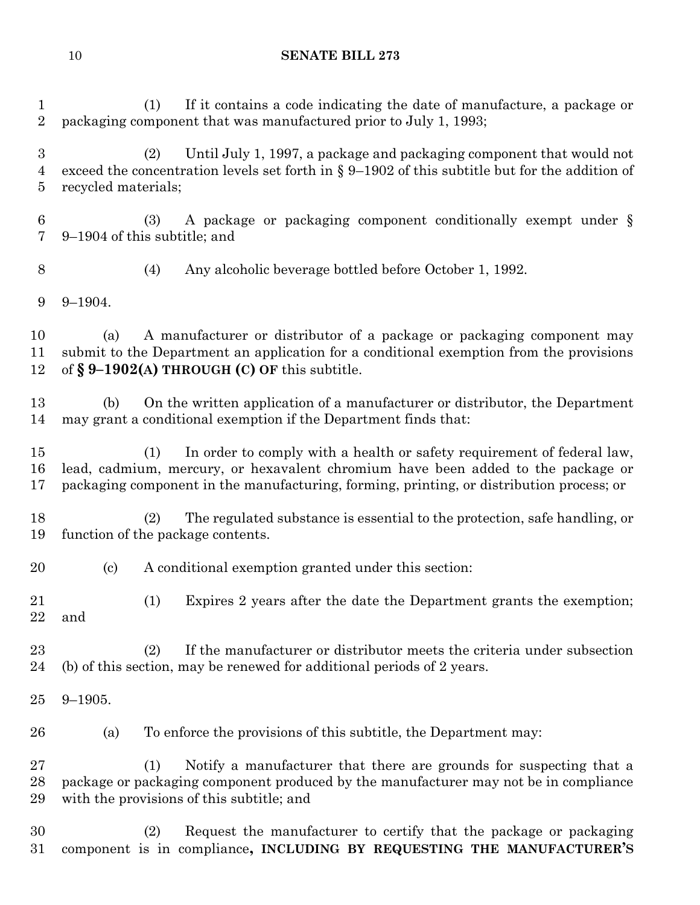(1) If it contains a code indicating the date of manufacture, a package or packaging component that was manufactured prior to July 1, 1993;

(2) Until July 1, 1997, a package and packaging component that would not exceed the concentration levels set forth in § 9–1902 of this subtitle but for the addition of recycled materials;

(3) A package or packaging component conditionally exempt under § 9–1904 of this subtitle; and

(4) Any alcoholic beverage bottled before October 1, 1992.

9–1904.

(a) A manufacturer or distributor of a package or packaging component may submit to the Department an application for a conditional exemption from the provisions of **§ 9–1902(A) THROUGH (C) OF** this subtitle.

(b) On the written application of a manufacturer or distributor, the Department may grant a conditional exemption if the Department finds that:

(1) In order to comply with a health or safety requirement of federal law, lead, cadmium, mercury, or hexavalent chromium have been added to the package or packaging component in the manufacturing, forming, printing, or distribution process; or

(2) The regulated substance is essential to the protection, safe handling, or function of the package contents.

(c) A conditional exemption granted under this section:

(1) Expires 2 years after the date the Department grants the exemption; and

(2) If the manufacturer or distributor meets the criteria under subsection (b) of this section, may be renewed for additional periods of 2 years.

9–1905.

(a) To enforce the provisions of this subtitle, the Department may:

(1) Notify a manufacturer that there are grounds for suspecting that a package or packaging component produced by the manufacturer may not be in compliance with the provisions of this subtitle; and

(2) Request the manufacturer to certify that the package or packaging component is in compliance**, INCLUDING BY REQUESTING THE MANUFACTURER'S**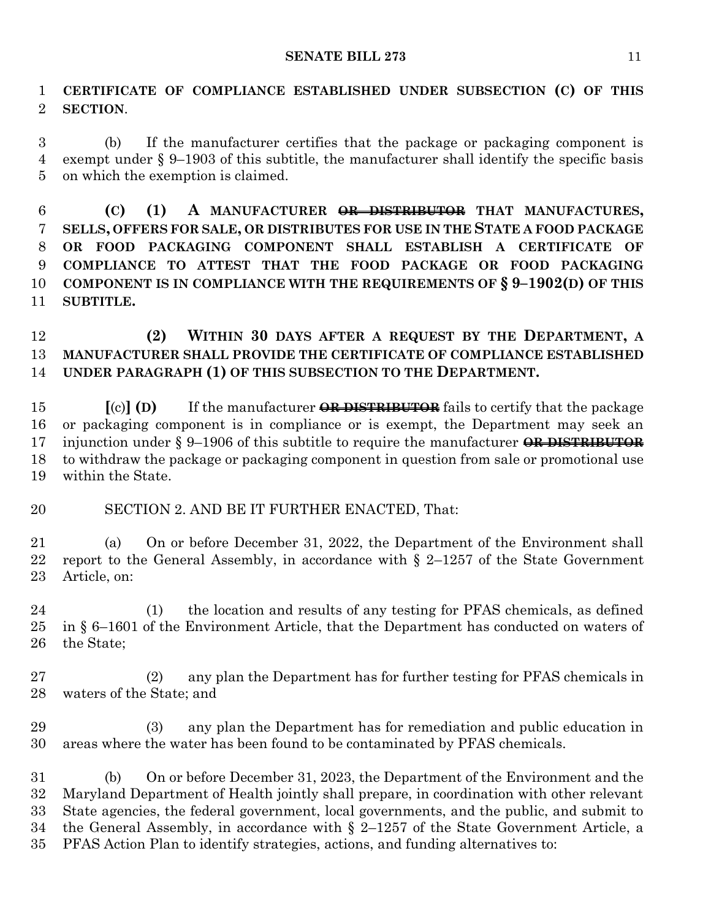**CERTIFICATE OF COMPLIANCE ESTABLISHED UNDER SUBSECTION (C) OF THIS SECTION**.

(b) If the manufacturer certifies that the package or packaging component is exempt under § 9–1903 of this subtitle, the manufacturer shall identify the specific basis on which the exemption is claimed.

**(C) (1) A MANUFACTURER ~~OR DISTRIBUTOR~~ THAT MANUFACTURES, SELLS, OFFERS FOR SALE, OR DISTRIBUTES FOR USE IN THE STATE A FOOD PACKAGE OR FOOD PACKAGING COMPONENT SHALL ESTABLISH A CERTIFICATE OF COMPLIANCE TO ATTEST THAT THE FOOD PACKAGE OR FOOD PACKAGING COMPONENT IS IN COMPLIANCE WITH THE REQUIREMENTS OF § 9–1902(D) OF THIS SUBTITLE.**

**(2) WITHIN 30 DAYS AFTER A REQUEST BY THE DEPARTMENT, A MANUFACTURER SHALL PROVIDE THE CERTIFICATE OF COMPLIANCE ESTABLISHED UNDER PARAGRAPH (1) OF THIS SUBSECTION TO THE DEPARTMENT.**

**[**(c)**] (D)** If the manufacturer ~~**OR DISTRIBUTOR**~~ fails to certify that the package or packaging component is in compliance or is exempt, the Department may seek an injunction under § 9–1906 of this subtitle to require the manufacturer ~~**OR DISTRIBUTOR**~~ to withdraw the package or packaging component in question from sale or promotional use within the State.

SECTION 2. AND BE IT FURTHER ENACTED, That:

(a) On or before December 31, 2022, the Department of the Environment shall report to the General Assembly, in accordance with § 2–1257 of the State Government Article, on:

(1) the location and results of any testing for PFAS chemicals, as defined in § 6–1601 of the Environment Article, that the Department has conducted on waters of the State;

(2) any plan the Department has for further testing for PFAS chemicals in waters of the State; and

(3) any plan the Department has for remediation and public education in areas where the water has been found to be contaminated by PFAS chemicals.

(b) On or before December 31, 2023, the Department of the Environment and the Maryland Department of Health jointly shall prepare, in coordination with other relevant State agencies, the federal government, local governments, and the public, and submit to the General Assembly, in accordance with § 2–1257 of the State Government Article, a PFAS Action Plan to identify strategies, actions, and funding alternatives to: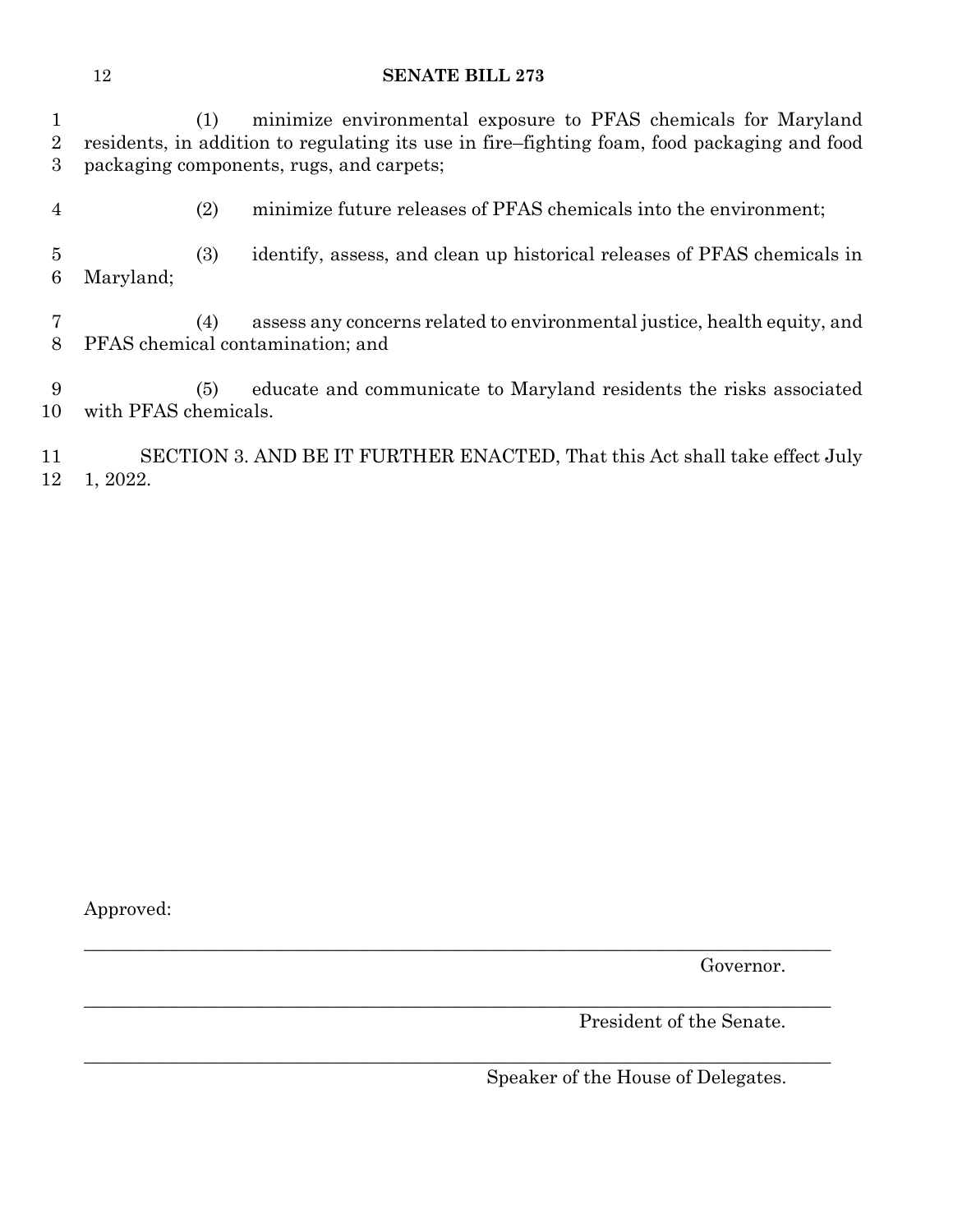(1) minimize environmental exposure to PFAS chemicals for Maryland residents, in addition to regulating its use in fire–fighting foam, food packaging and food packaging components, rugs, and carpets;

(2) minimize future releases of PFAS chemicals into the environment;

(3) identify, assess, and clean up historical releases of PFAS chemicals in Maryland;

(4) assess any concerns related to environmental justice, health equity, and PFAS chemical contamination; and

(5) educate and communicate to Maryland residents the risks associated with PFAS chemicals.

SECTION 3. AND BE IT FURTHER ENACTED, That this Act shall take effect July 1, 2022.

Approved:

\_\_\_\_\_\_\_\_\_\_\_\_\_\_\_\_\_\_\_\_\_\_\_\_\_\_\_\_\_\_\_\_\_\_\_\_\_\_\_\_\_\_\_\_\_\_\_\_\_\_\_\_\_\_\_\_\_\_\_\_\_\_\_\_\_\_\_\_\_\_\_\_

Governor.

\_\_\_\_\_\_\_\_\_\_\_\_\_\_\_\_\_\_\_\_\_\_\_\_\_\_\_\_\_\_\_\_\_\_\_\_\_\_\_\_\_\_\_\_\_\_\_\_\_\_\_\_\_\_\_\_\_\_\_\_\_\_\_\_\_\_\_\_\_\_\_\_

President of the Senate.

\_\_\_\_\_\_\_\_\_\_\_\_\_\_\_\_\_\_\_\_\_\_\_\_\_\_\_\_\_\_\_\_\_\_\_\_\_\_\_\_\_\_\_\_\_\_\_\_\_\_\_\_\_\_\_\_\_\_\_\_\_\_\_\_\_\_\_\_\_\_\_\_

Speaker of the House of Delegates.